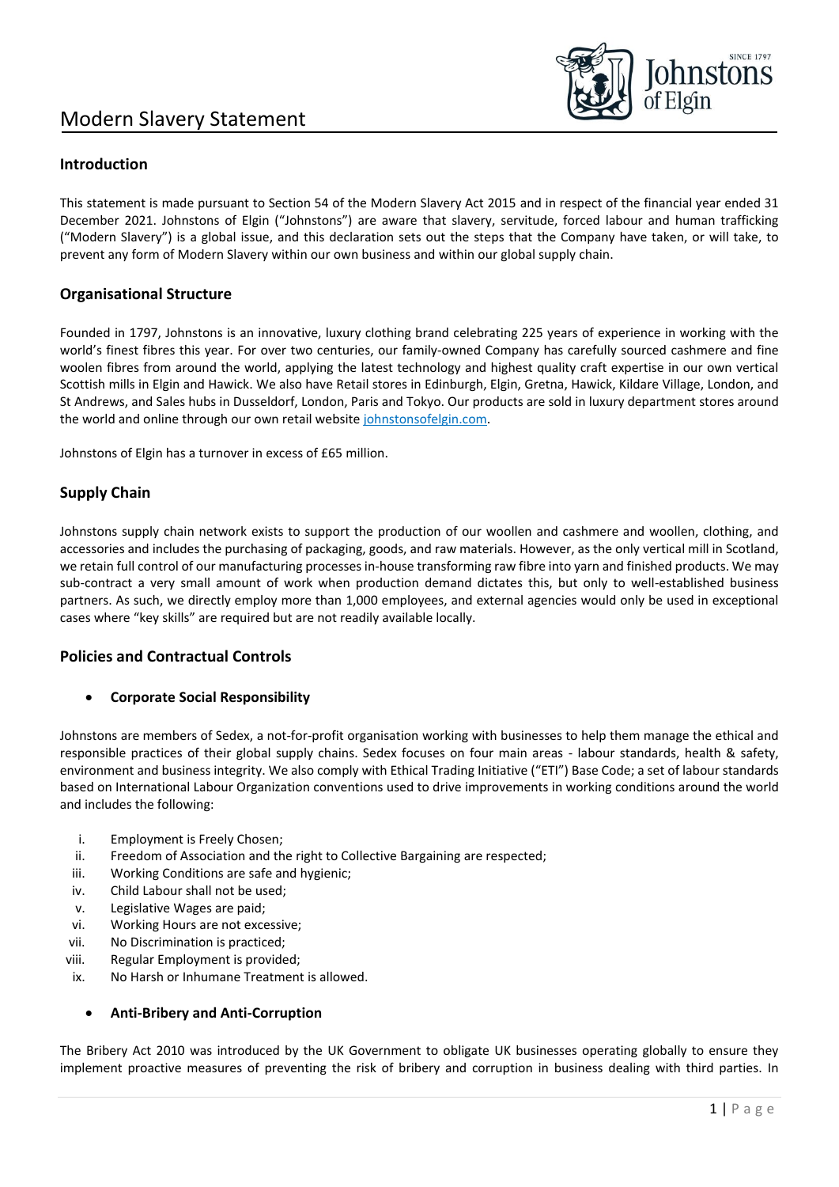# Modern Slavery Statement

## Introduction

This statement is made pursuant to Section 54 of the Modern Slavery Act 2015 and in respect of the financial year ended 31 December 2021. Johnstons of Elgin ("Johnstons") are aware that slavery, servitude, forced labour and human trafficking ("Modern Slavery") is a global issue, and this declaration sets out the steps that the Company have taken, or will take, to prevent any form of Modern Slavery within our own business and within our global supply chain.

## Organisational Structure

Founded in 1797, Johnstons is an innovative, luxury clothing brand celebrating 225 years of experience in working with the world's finest fibres this year. For over two centuries, our family-owned Company has carefully sourced cashmere and fine woolen fibres from around the world, applying the latest technology and highest quality craft expertise in our own vertical Scottish mills in Elgin and Hawick. We also have Retail stores in Edinburgh, Elgin, Gretna, Hawick, Kildare Village, London, and St Andrews, and Sales hubs in Dusseldorf, London, Paris and Tokyo. Our products are sold in luxury department stores around the world and online through our own retail website johnstonsofelgin.com.

Johnstons of Elgin has a turnover in excess of £65 million.

## Supply Chain

Johnstons supply chain network exists to support the production of our woollen and cashmere and woollen, clothing, and accessories and includes the purchasing of packaging, goods, and raw materials. However, as the only vertical mill in Scotland, we retain full control of our manufacturing processes in-house transforming raw fibre into yarn and finished products. We may sub-contract a very small amount of work when production demand dictates this, but only to well-established business partners. As such, we directly employ more than 1,000 employees, and external agencies would only be used in exceptional cases where "key skills" are required but are not readily available locally.

## Policies and Contractual Controls

- **Corporate Social Responsibility**

Johnstons are members of Sedex, a not-for-profit organisation working with businesses to help them manage the ethical and responsible practices of their global supply chains. Sedex focuses on four main areas - labour standards, health & safety, environment and business integrity. We also comply with Ethical Trading Initiative ("ETI") Base Code; a set of labour standards based on International Labour Organization conventions used to drive improvements in working conditions around the world and includes the following:

i. Employment is Freely Chosen;
ii. Freedom of Association and the right to Collective Bargaining are respected;
iii. Working Conditions are safe and hygienic;
iv. Child Labour shall not be used;
v. Legislative Wages are paid;
vi. Working Hours are not excessive;
vii. No Discrimination is practiced;
viii. Regular Employment is provided;
ix. No Harsh or Inhumane Treatment is allowed.

- **Anti-Bribery and Anti-Corruption**

The Bribery Act 2010 was introduced by the UK Government to obligate UK businesses operating globally to ensure they implement proactive measures of preventing the risk of bribery and corruption in business dealing with third parties. In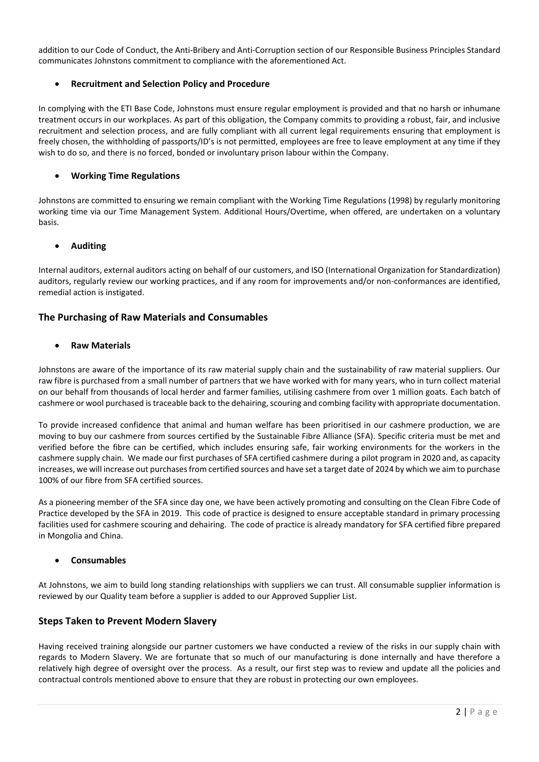addition to our Code of Conduct, the Anti-Bribery and Anti-Corruption section of our Responsible Business Principles Standard communicates Johnstons commitment to compliance with the aforementioned Act.

- **Recruitment and Selection Policy and Procedure**

In complying with the ETI Base Code, Johnstons must ensure regular employment is provided and that no harsh or inhumane treatment occurs in our workplaces. As part of this obligation, the Company commits to providing a robust, fair, and inclusive recruitment and selection process, and are fully compliant with all current legal requirements ensuring that employment is freely chosen, the withholding of passports/ID's is not permitted, employees are free to leave employment at any time if they wish to do so, and there is no forced, bonded or involuntary prison labour within the Company.

- **Working Time Regulations**

Johnstons are committed to ensuring we remain compliant with the Working Time Regulations (1998) by regularly monitoring working time via our Time Management System. Additional Hours/Overtime, when offered, are undertaken on a voluntary basis.

- **Auditing**

Internal auditors, external auditors acting on behalf of our customers, and ISO (International Organization for Standardization) auditors, regularly review our working practices, and if any room for improvements and/or non-conformances are identified, remedial action is instigated.

## The Purchasing of Raw Materials and Consumables

- **Raw Materials**

Johnstons are aware of the importance of its raw material supply chain and the sustainability of raw material suppliers. Our raw fibre is purchased from a small number of partners that we have worked with for many years, who in turn collect material on our behalf from thousands of local herder and farmer families, utilising cashmere from over 1 million goats. Each batch of cashmere or wool purchased is traceable back to the dehairing, scouring and combing facility with appropriate documentation.

To provide increased confidence that animal and human welfare has been prioritised in our cashmere production, we are moving to buy our cashmere from sources certified by the Sustainable Fibre Alliance (SFA). Specific criteria must be met and verified before the fibre can be certified, which includes ensuring safe, fair working environments for the workers in the cashmere supply chain. We made our first purchases of SFA certified cashmere during a pilot program in 2020 and, as capacity increases, we will increase out purchases from certified sources and have set a target date of 2024 by which we aim to purchase 100% of our fibre from SFA certified sources.

As a pioneering member of the SFA since day one, we have been actively promoting and consulting on the Clean Fibre Code of Practice developed by the SFA in 2019. This code of practice is designed to ensure acceptable standard in primary processing facilities used for cashmere scouring and dehairing. The code of practice is already mandatory for SFA certified fibre prepared in Mongolia and China.

- **Consumables**

At Johnstons, we aim to build long standing relationships with suppliers we can trust. All consumable supplier information is reviewed by our Quality team before a supplier is added to our Approved Supplier List.

## Steps Taken to Prevent Modern Slavery

Having received training alongside our partner customers we have conducted a review of the risks in our supply chain with regards to Modern Slavery. We are fortunate that so much of our manufacturing is done internally and have therefore a relatively high degree of oversight over the process. As a result, our first step was to review and update all the policies and contractual controls mentioned above to ensure that they are robust in protecting our own employees.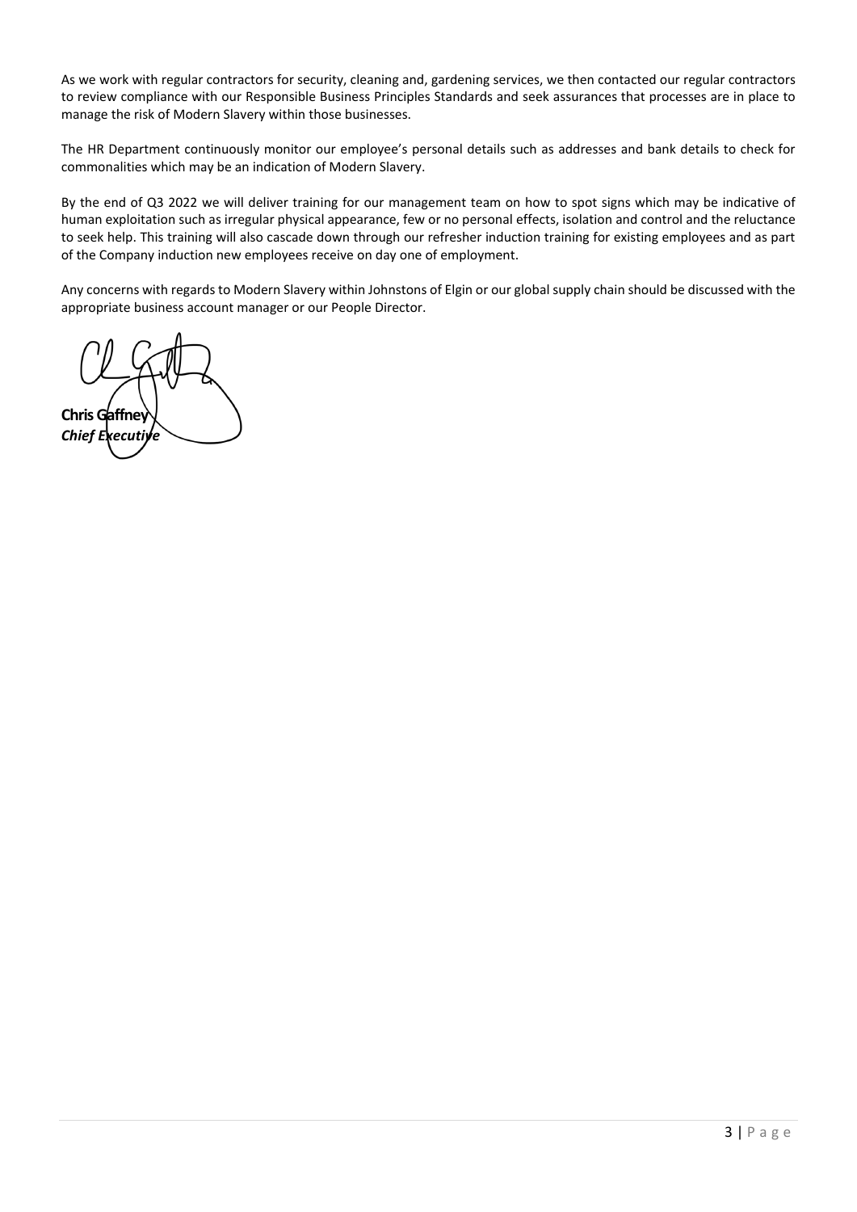As we work with regular contractors for security, cleaning and, gardening services, we then contacted our regular contractors to review compliance with our Responsible Business Principles Standards and seek assurances that processes are in place to manage the risk of Modern Slavery within those businesses.

The HR Department continuously monitor our employee's personal details such as addresses and bank details to check for commonalities which may be an indication of Modern Slavery.

By the end of Q3 2022 we will deliver training for our management team on how to spot signs which may be indicative of human exploitation such as irregular physical appearance, few or no personal effects, isolation and control and the reluctance to seek help. This training will also cascade down through our refresher induction training for existing employees and as part of the Company induction new employees receive on day one of employment.

Any concerns with regards to Modern Slavery within Johnstons of Elgin or our global supply chain should be discussed with the appropriate business account manager or our People Director.

**Chris Gaffney**
***Chief Executive***